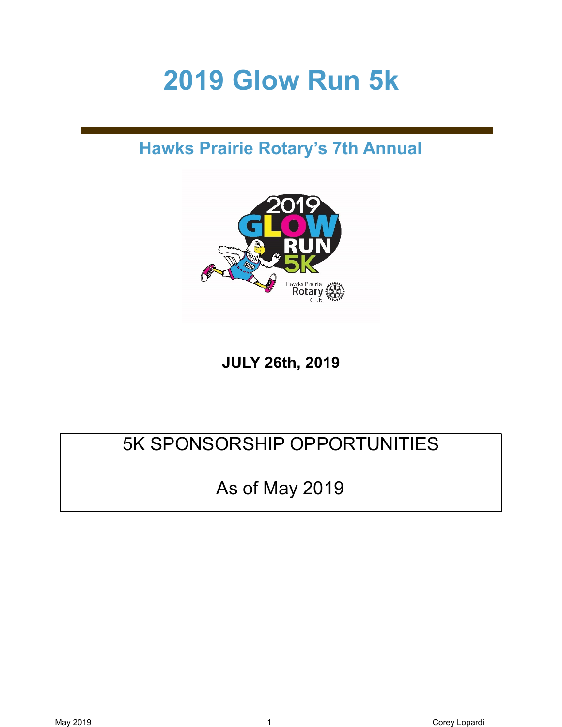# 2019 Glow Run 5k

## Hawks Prairie Rotary's 7th Annual

**JULY 26th, 2019**

5K SPONSORSHIP OPPORTUNITIES

As of May 2019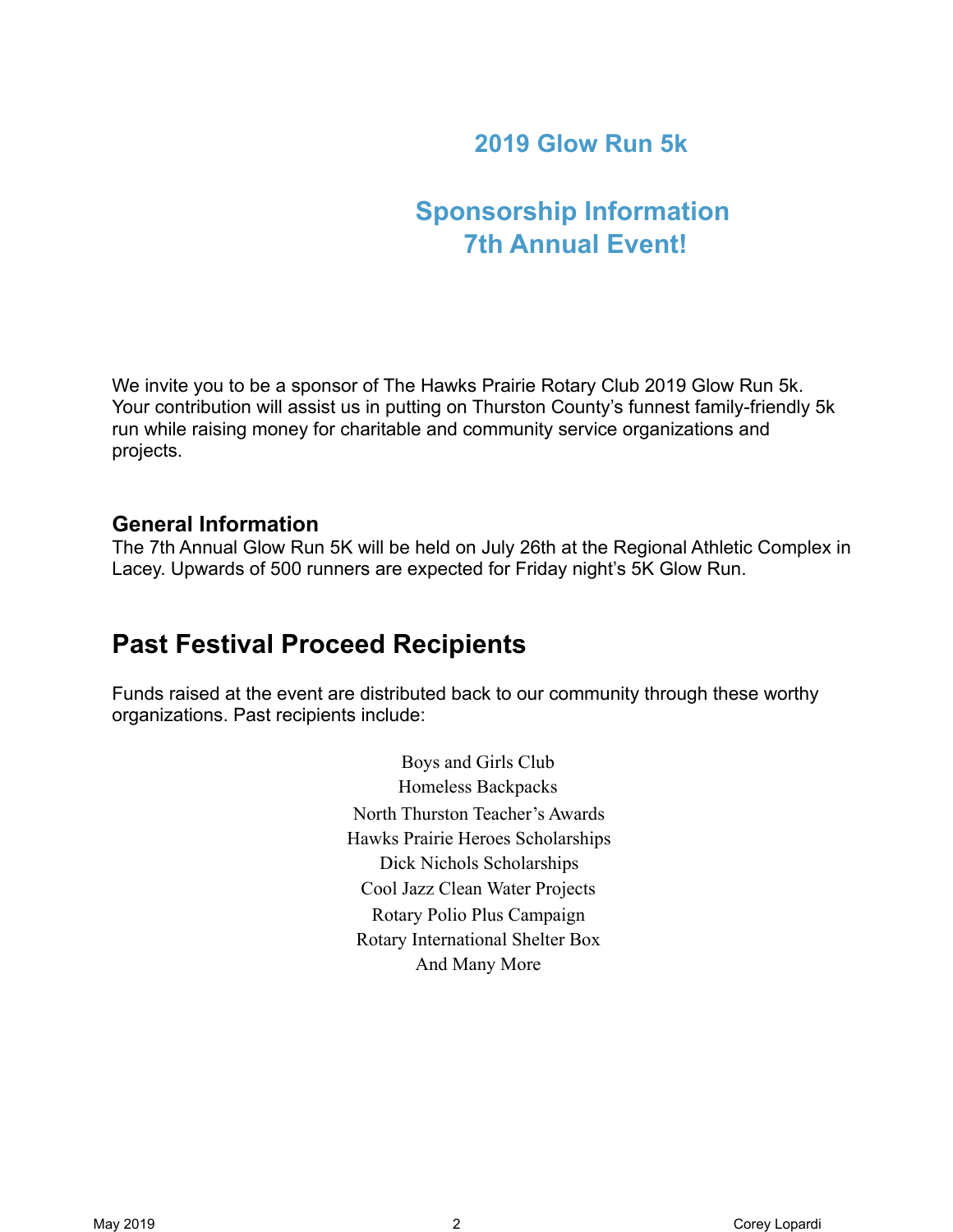# 2019 Glow Run 5k

# Sponsorship Information
# 7th Annual Event!

We invite you to be a sponsor of The Hawks Prairie Rotary Club 2019 Glow Run 5k. Your contribution will assist us in putting on Thurston County's funnest family-friendly 5k run while raising money for charitable and community service organizations and projects.

### General Information

The 7th Annual Glow Run 5K will be held on July 26th at the Regional Athletic Complex in Lacey. Upwards of 500 runners are expected for Friday night's 5K Glow Run.

## Past Festival Proceed Recipients

Funds raised at the event are distributed back to our community through these worthy organizations. Past recipients include:

Boys and Girls Club
Homeless Backpacks
North Thurston Teacher's Awards
Hawks Prairie Heroes Scholarships
Dick Nichols Scholarships
Cool Jazz Clean Water Projects
Rotary Polio Plus Campaign
Rotary International Shelter Box
And Many More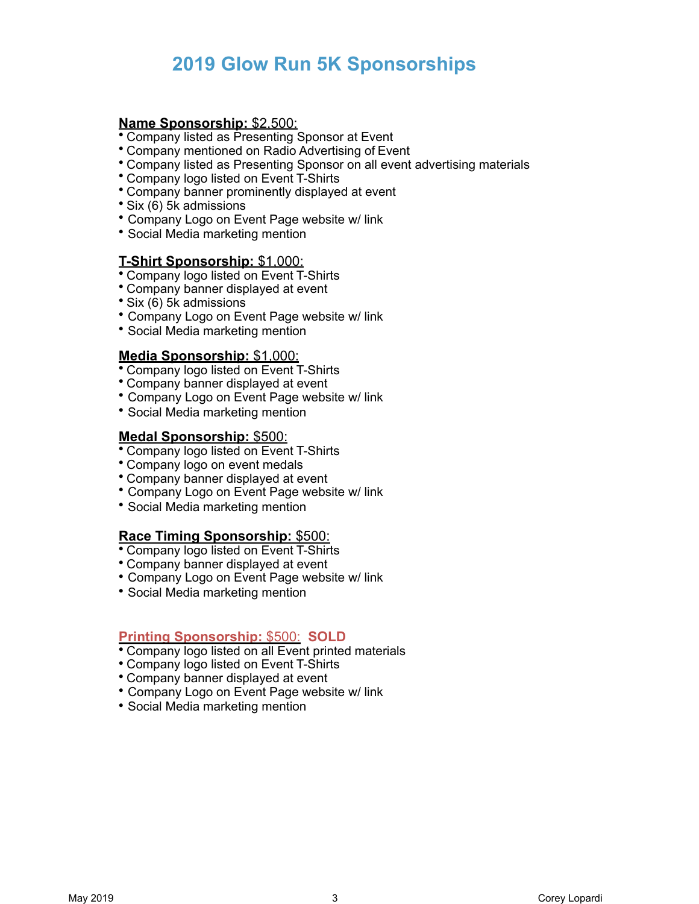# 2019 Glow Run 5K Sponsorships

**Name Sponsorship:** $2,500:

- Company listed as Presenting Sponsor at Event
- Company mentioned on Radio Advertising of Event
- Company listed as Presenting Sponsor on all event advertising materials
- Company logo listed on Event T-Shirts
- Company banner prominently displayed at event
- Six (6) 5k admissions
- Company Logo on Event Page website w/ link
- Social Media marketing mention

**T-Shirt Sponsorship:** $1,000:

- Company logo listed on Event T-Shirts
- Company banner displayed at event
- Six (6) 5k admissions
- Company Logo on Event Page website w/ link
- Social Media marketing mention

**Media Sponsorship:** $1,000:

- Company logo listed on Event T-Shirts
- Company banner displayed at event
- Company Logo on Event Page website w/ link
- Social Media marketing mention

**Medal Sponsorship:** $500:

- Company logo listed on Event T-Shirts
- Company logo on event medals
- Company banner displayed at event
- Company Logo on Event Page website w/ link
- Social Media marketing mention

**Race Timing Sponsorship:** $500:

- Company logo listed on Event T-Shirts
- Company banner displayed at event
- Company Logo on Event Page website w/ link
- Social Media marketing mention

**Printing Sponsorship:** $500: **SOLD**

- Company logo listed on all Event printed materials
- Company logo listed on Event T-Shirts
- Company banner displayed at event
- Company Logo on Event Page website w/ link
- Social Media marketing mention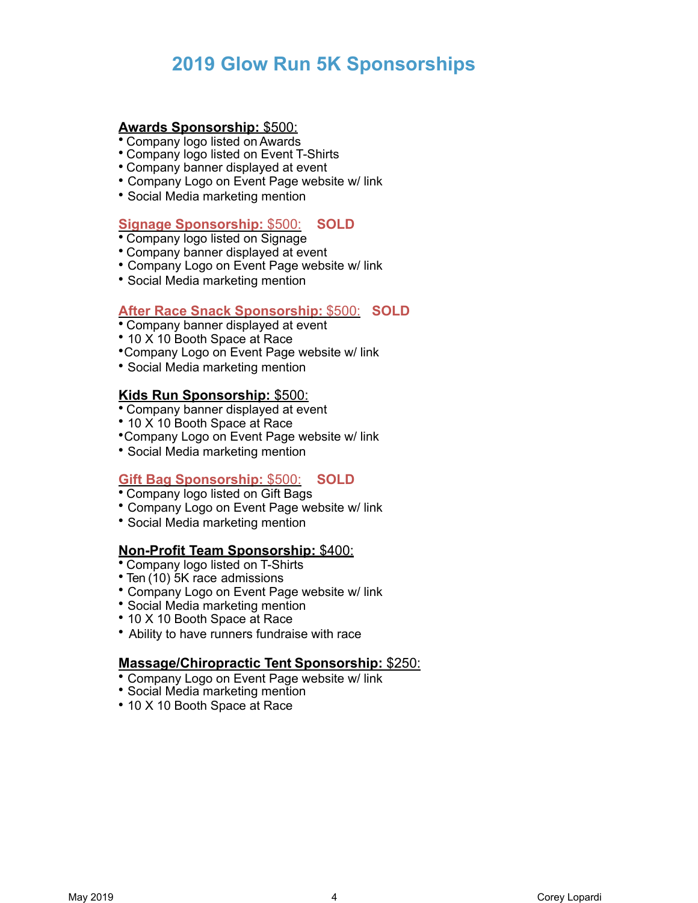# 2019 Glow Run 5K Sponsorships

**Awards Sponsorship:** $500:

- Company logo listed on Awards
- Company logo listed on Event T-Shirts
- Company banner displayed at event
- Company Logo on Event Page website w/ link
- Social Media marketing mention

**Signage Sponsorship:** $500: **SOLD**

- Company logo listed on Signage
- Company banner displayed at event
- Company Logo on Event Page website w/ link
- Social Media marketing mention

**After Race Snack Sponsorship:** $500: **SOLD**

- Company banner displayed at event
- 10 X 10 Booth Space at Race
- Company Logo on Event Page website w/ link
- Social Media marketing mention

**Kids Run Sponsorship:** $500:

- Company banner displayed at event
- 10 X 10 Booth Space at Race
- Company Logo on Event Page website w/ link
- Social Media marketing mention

**Gift Bag Sponsorship:** $500: **SOLD**

- Company logo listed on Gift Bags
- Company Logo on Event Page website w/ link
- Social Media marketing mention

**Non-Profit Team Sponsorship:** $400:

- Company logo listed on T-Shirts
- Ten (10) 5K race admissions
- Company Logo on Event Page website w/ link
- Social Media marketing mention
- 10 X 10 Booth Space at Race
- Ability to have runners fundraise with race

**Massage/Chiropractic Tent Sponsorship:** $250:

- Company Logo on Event Page website w/ link
- Social Media marketing mention
- 10 X 10 Booth Space at Race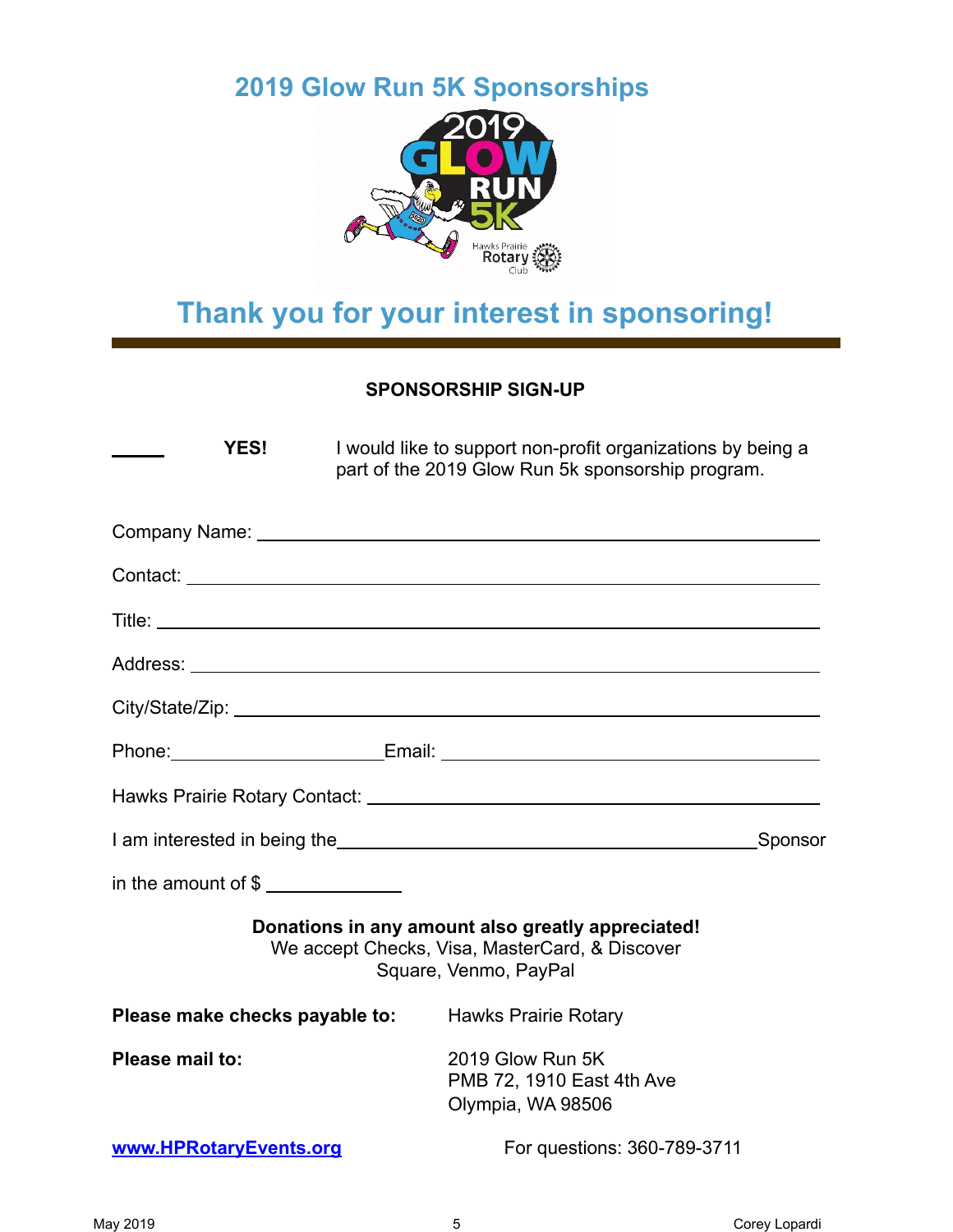# 2019 Glow Run 5K Sponsorships

## Thank you for your interest in sponsoring!

**SPONSORSHIP SIGN-UP**

\_\_\_\_\_\_ **YES!** I would like to support non-profit organizations by being a part of the 2019 Glow Run 5k sponsorship program.

Company Name: \_\_\_\_\_\_\_\_\_\_\_\_\_\_\_\_\_\_\_\_\_\_\_\_\_\_\_\_\_\_\_\_\_\_\_\_\_\_\_\_

Contact: \_\_\_\_\_\_\_\_\_\_\_\_\_\_\_\_\_\_\_\_\_\_\_\_\_\_\_\_\_\_\_\_\_\_\_\_\_\_\_\_

Title: \_\_\_\_\_\_\_\_\_\_\_\_\_\_\_\_\_\_\_\_\_\_\_\_\_\_\_\_\_\_\_\_\_\_\_\_\_\_\_\_

Address: \_\_\_\_\_\_\_\_\_\_\_\_\_\_\_\_\_\_\_\_\_\_\_\_\_\_\_\_\_\_\_\_\_\_\_\_\_\_\_\_

City/State/Zip: \_\_\_\_\_\_\_\_\_\_\_\_\_\_\_\_\_\_\_\_\_\_\_\_\_\_\_\_\_\_\_\_\_\_\_\_\_\_\_\_

Phone: \_\_\_\_\_\_\_\_\_\_\_\_\_\_\_\_\_\_ Email: \_\_\_\_\_\_\_\_\_\_\_\_\_\_\_\_\_\_\_\_\_\_\_\_

Hawks Prairie Rotary Contact: \_\_\_\_\_\_\_\_\_\_\_\_\_\_\_\_\_\_\_\_\_\_\_\_\_\_\_\_\_\_\_\_

I am interested in being the \_\_\_\_\_\_\_\_\_\_\_\_\_\_\_\_\_\_\_\_\_\_\_\_\_\_\_\_\_\_\_\_ Sponsor

in the amount of $ \_\_\_\_\_\_\_\_\_\_\_\_

**Donations in any amount also greatly appreciated!**
We accept Checks, Visa, MasterCard, & Discover
Square, Venmo, PayPal

**Please make checks payable to:** Hawks Prairie Rotary

**Please mail to:** 2019 Glow Run 5K
PMB 72, 1910 East 4th Ave
Olympia, WA 98506

**www.HPRotaryEvents.org**

For questions: 360-789-3711

May 2019 Corey Lopardi